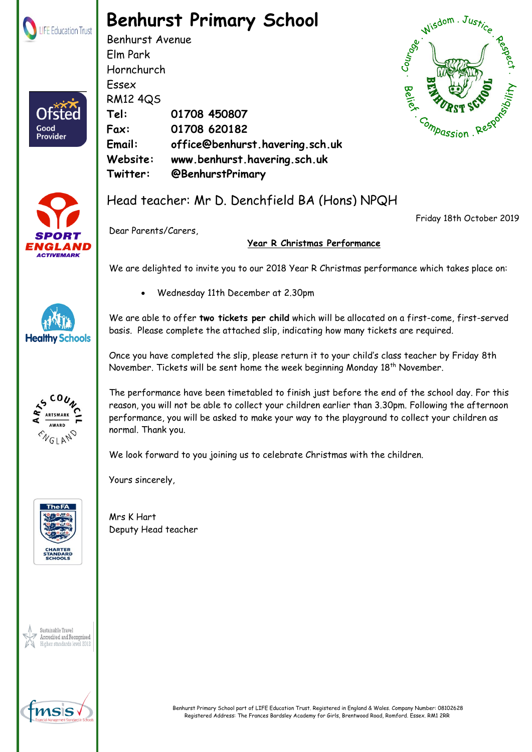# Benhurst Primary School

Benhurst Avenue
Elm Park
Hornchurch
Essex
RM12 4QS

**Tel:** **01708 450807**
**Fax:** **01708 620182**
**Email:** **office@benhurst.havering.sch.uk**
**Website:** **www.benhurst.havering.sch.uk**
**Twitter:** **@BenhurstPrimary**

Head teacher: Mr D. Denchfield BA (Hons) NPQH

Friday 18th October 2019

Dear Parents/Carers,

**Year R Christmas Performance**

We are delighted to invite you to our 2018 Year R Christmas performance which takes place on:

- Wednesday 11th December at 2.30pm

We are able to offer **two tickets per child** which will be allocated on a first-come, first-served basis. Please complete the attached slip, indicating how many tickets are required.

Once you have completed the slip, please return it to your child's class teacher by Friday 8th November. Tickets will be sent home the week beginning Monday 18th November.

The performance have been timetabled to finish just before the end of the school day. For this reason, you will not be able to collect your children earlier than 3.30pm. Following the afternoon performance, you will be asked to make your way to the playground to collect your children as normal. Thank you.

We look forward to you joining us to celebrate Christmas with the children.

Yours sincerely,

Mrs K Hart
Deputy Head teacher

Benhurst Primary School part of LIFE Education Trust. Registered in England & Wales. Company Number: 08102628
Registered Address: The Frances Bardsley Academy for Girls, Brentwood Road, Romford. Essex. RM1 2RR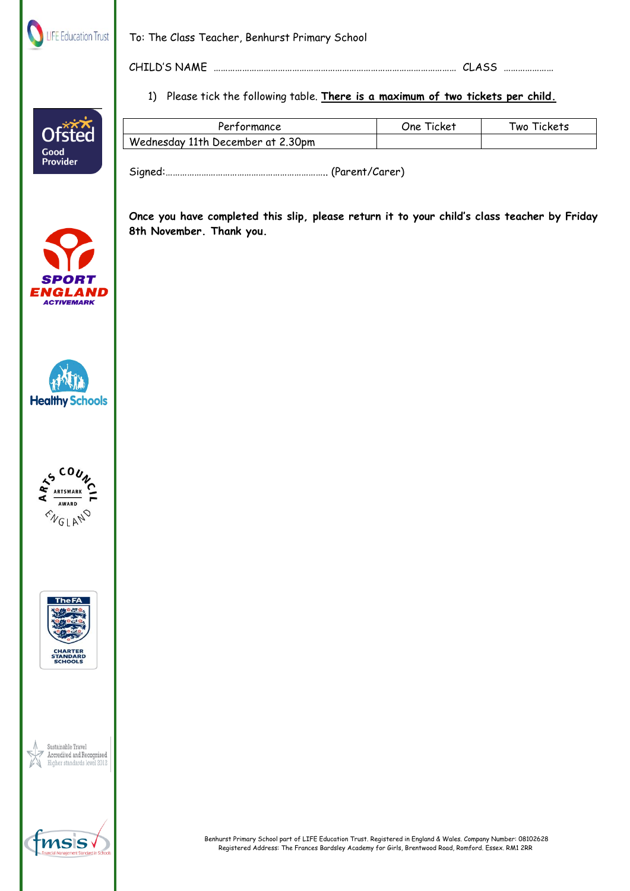To: The Class Teacher, Benhurst Primary School

CHILD'S NAME ………………………………………………………………………………………… CLASS …………………

1) Please tick the following table. **There is a maximum of two tickets per child.**

| Performance | One Ticket | Two Tickets |
|---|---|---|
| Wednesday 11th December at 2.30pm | | |

Signed:………………………………………………………… (Parent/Carer)

**Once you have completed this slip, please return it to your child's class teacher by Friday 8th November. Thank you.**

Benhurst Primary School part of LIFE Education Trust. Registered in England & Wales. Company Number: 08102628
Registered Address: The Frances Bardsley Academy for Girls, Brentwood Road, Romford. Essex. RM1 2RR